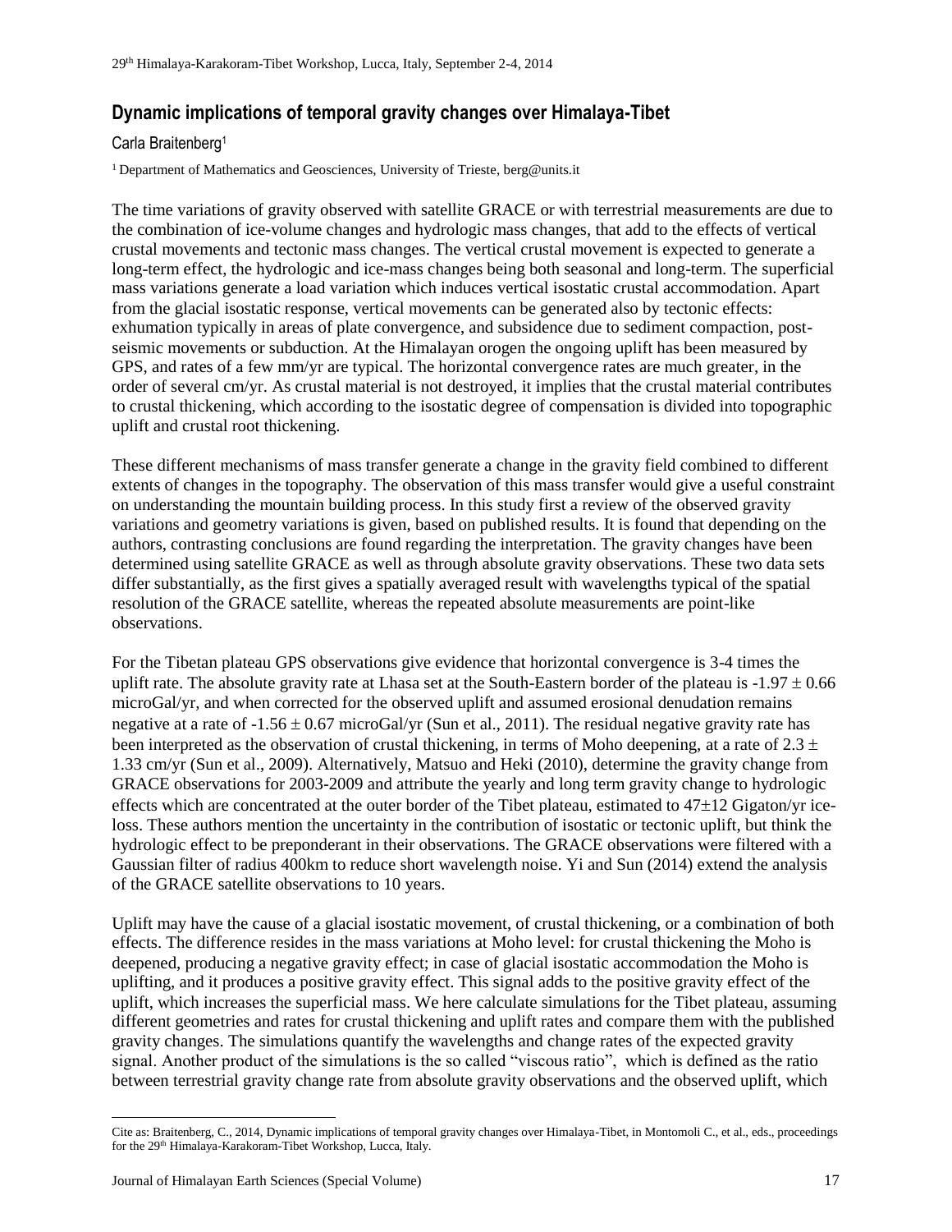# Dynamic implications of temporal gravity changes over Himalaya-Tibet

Carla Braitenberg[1]

[1] Department of Mathematics and Geosciences, University of Trieste, berg@units.it

The time variations of gravity observed with satellite GRACE or with terrestrial measurements are due to the combination of ice-volume changes and hydrologic mass changes, that add to the effects of vertical crustal movements and tectonic mass changes. The vertical crustal movement is expected to generate a long-term effect, the hydrologic and ice-mass changes being both seasonal and long-term. The superficial mass variations generate a load variation which induces vertical isostatic crustal accommodation. Apart from the glacial isostatic response, vertical movements can be generated also by tectonic effects: exhumation typically in areas of plate convergence, and subsidence due to sediment compaction, post-seismic movements or subduction. At the Himalayan orogen the ongoing uplift has been measured by GPS, and rates of a few mm/yr are typical. The horizontal convergence rates are much greater, in the order of several cm/yr. As crustal material is not destroyed, it implies that the crustal material contributes to crustal thickening, which according to the isostatic degree of compensation is divided into topographic uplift and crustal root thickening.

These different mechanisms of mass transfer generate a change in the gravity field combined to different extents of changes in the topography. The observation of this mass transfer would give a useful constraint on understanding the mountain building process. In this study first a review of the observed gravity variations and geometry variations is given, based on published results. It is found that depending on the authors, contrasting conclusions are found regarding the interpretation. The gravity changes have been determined using satellite GRACE as well as through absolute gravity observations. These two data sets differ substantially, as the first gives a spatially averaged result with wavelengths typical of the spatial resolution of the GRACE satellite, whereas the repeated absolute measurements are point-like observations.

For the Tibetan plateau GPS observations give evidence that horizontal convergence is 3-4 times the uplift rate. The absolute gravity rate at Lhasa set at the South-Eastern border of the plateau is $-1.97 \pm 0.66$ microGal/yr, and when corrected for the observed uplift and assumed erosional denudation remains negative at a rate of $-1.56 \pm 0.67$ microGal/yr (Sun et al., 2011). The residual negative gravity rate has been interpreted as the observation of crustal thickening, in terms of Moho deepening, at a rate of $2.3 \pm 1.33$ cm/yr (Sun et al., 2009). Alternatively, Matsuo and Heki (2010), determine the gravity change from GRACE observations for 2003-2009 and attribute the yearly and long term gravity change to hydrologic effects which are concentrated at the outer border of the Tibet plateau, estimated to $47 \pm 12$ Gigaton/yr ice-loss. These authors mention the uncertainty in the contribution of isostatic or tectonic uplift, but think the hydrologic effect to be preponderant in their observations. The GRACE observations were filtered with a Gaussian filter of radius 400km to reduce short wavelength noise. Yi and Sun (2014) extend the analysis of the GRACE satellite observations to 10 years.

Uplift may have the cause of a glacial isostatic movement, of crustal thickening, or a combination of both effects. The difference resides in the mass variations at Moho level: for crustal thickening the Moho is deepened, producing a negative gravity effect; in case of glacial isostatic accommodation the Moho is uplifting, and it produces a positive gravity effect. This signal adds to the positive gravity effect of the uplift, which increases the superficial mass. We here calculate simulations for the Tibet plateau, assuming different geometries and rates for crustal thickening and uplift rates and compare them with the published gravity changes. The simulations quantify the wavelengths and change rates of the expected gravity signal. Another product of the simulations is the so called "viscous ratio", which is defined as the ratio between terrestrial gravity change rate from absolute gravity observations and the observed uplift, which

Cite as: Braitenberg, C., 2014, Dynamic implications of temporal gravity changes over Himalaya-Tibet, in Montomoli C., et al., eds., proceedings for the 29th Himalaya-Karakoram-Tibet Workshop, Lucca, Italy.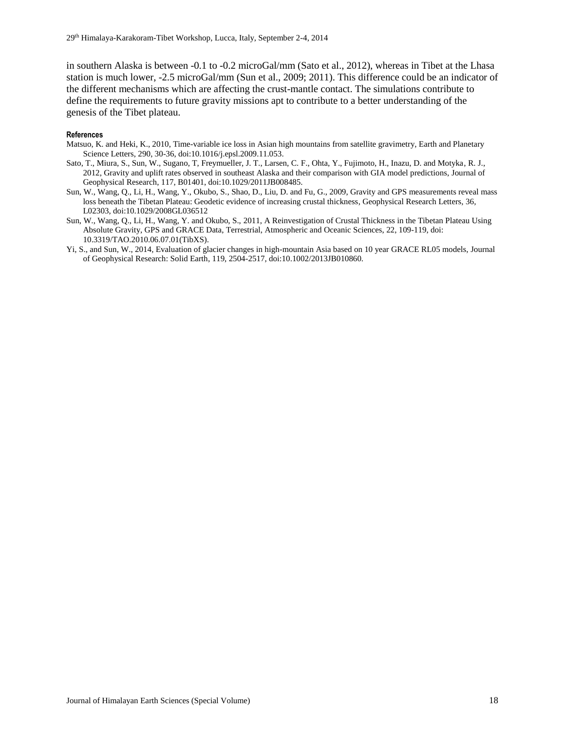in southern Alaska is between -0.1 to -0.2 microGal/mm (Sato et al., 2012), whereas in Tibet at the Lhasa station is much lower, -2.5 microGal/mm (Sun et al., 2009; 2011). This difference could be an indicator of the different mechanisms which are affecting the crust-mantle contact. The simulations contribute to define the requirements to future gravity missions apt to contribute to a better understanding of the genesis of the Tibet plateau.

#### References

Matsuo, K. and Heki, K., 2010, Time-variable ice loss in Asian high mountains from satellite gravimetry, Earth and Planetary Science Letters, 290, 30-36, doi:10.1016/j.epsl.2009.11.053.

Sato, T., Miura, S., Sun, W., Sugano, T, Freymueller, J. T., Larsen, C. F., Ohta, Y., Fujimoto, H., Inazu, D. and Motyka, R. J., 2012, Gravity and uplift rates observed in southeast Alaska and their comparison with GIA model predictions, Journal of Geophysical Research, 117, B01401, doi:10.1029/2011JB008485.

Sun, W., Wang, Q., Li, H., Wang, Y., Okubo, S., Shao, D., Liu, D. and Fu, G., 2009, Gravity and GPS measurements reveal mass loss beneath the Tibetan Plateau: Geodetic evidence of increasing crustal thickness, Geophysical Research Letters, 36, L02303, doi:10.1029/2008GL036512

Sun, W., Wang, Q., Li, H., Wang, Y. and Okubo, S., 2011, A Reinvestigation of Crustal Thickness in the Tibetan Plateau Using Absolute Gravity, GPS and GRACE Data, Terrestrial, Atmospheric and Oceanic Sciences, 22, 109-119, doi: 10.3319/TAO.2010.06.07.01(TibXS).

Yi, S., and Sun, W., 2014, Evaluation of glacier changes in high-mountain Asia based on 10 year GRACE RL05 models, Journal of Geophysical Research: Solid Earth, 119, 2504-2517, doi:10.1002/2013JB010860.